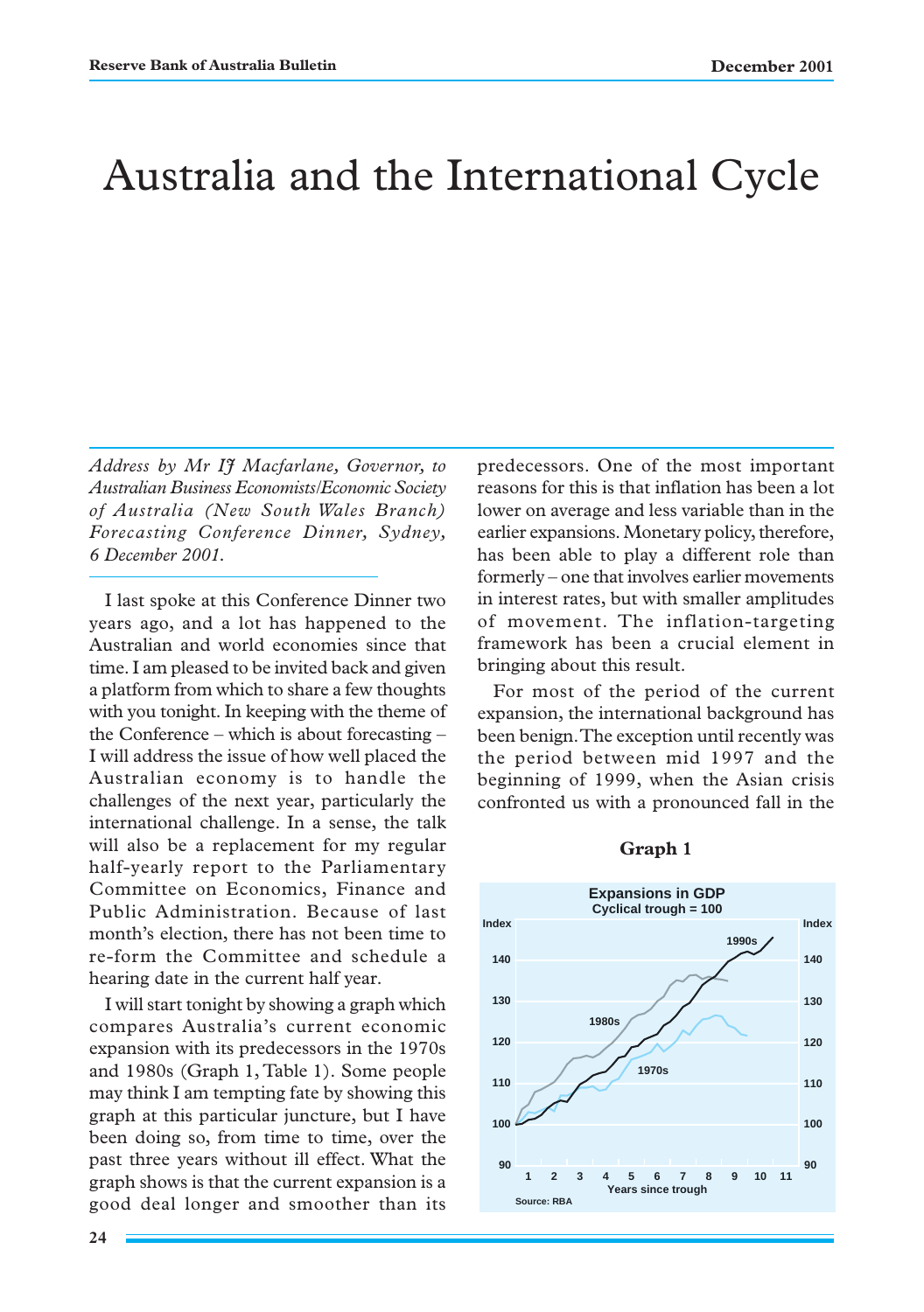# Australia and the International Cycle

*Address by Mr IJ Macfarlane, Governor, to Australian Business Economists/Economic Society of Australia (New South Wales Branch) Forecasting Conference Dinner, Sydney, 6 December 2001.*

I last spoke at this Conference Dinner two years ago, and a lot has happened to the Australian and world economies since that time. I am pleased to be invited back and given a platform from which to share a few thoughts with you tonight. In keeping with the theme of the Conference – which is about forecasting – I will address the issue of how well placed the Australian economy is to handle the challenges of the next year, particularly the international challenge. In a sense, the talk will also be a replacement for my regular half-yearly report to the Parliamentary Committee on Economics, Finance and Public Administration. Because of last month's election, there has not been time to re-form the Committee and schedule a hearing date in the current half year.

I will start tonight by showing a graph which compares Australia's current economic expansion with its predecessors in the 1970s and 1980s (Graph 1, Table 1). Some people may think I am tempting fate by showing this graph at this particular juncture, but I have been doing so, from time to time, over the past three years without ill effect. What the graph shows is that the current expansion is a good deal longer and smoother than its predecessors. One of the most important reasons for this is that inflation has been a lot lower on average and less variable than in the earlier expansions. Monetary policy, therefore, has been able to play a different role than formerly – one that involves earlier movements in interest rates, but with smaller amplitudes of movement. The inflation-targeting framework has been a crucial element in bringing about this result.

For most of the period of the current expansion, the international background has been benign. The exception until recently was the period between mid 1997 and the beginning of 1999, when the Asian crisis confronted us with a pronounced fall in the

**Graph 1**

Expansions in GDP
Cyclical trough = 100

Source: RBA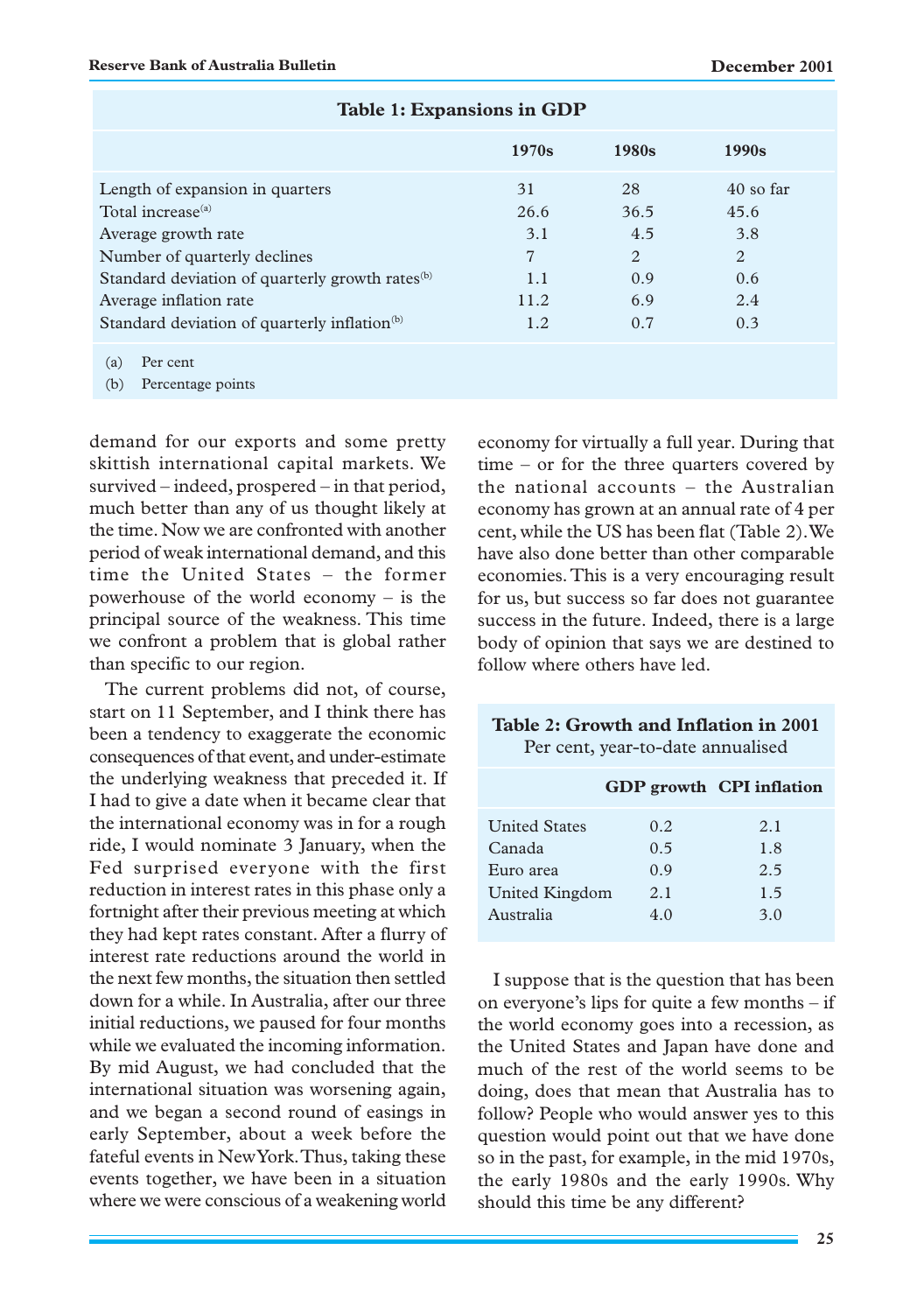**Table 1: Expansions in GDP**

| | 1970s | 1980s | 1990s |
|---|---|---|---|
| Length of expansion in quarters | 31 | 28 | 40 so far |
| Total increase[(a)] | 26.6 | 36.5 | 45.6 |
| Average growth rate | 3.1 | 4.5 | 3.8 |
| Number of quarterly declines | 7 | 2 | 2 |
| Standard deviation of quarterly growth rates[(b)] | 1.1 | 0.9 | 0.6 |
| Average inflation rate | 11.2 | 6.9 | 2.4 |
| Standard deviation of quarterly inflation[(b)] | 1.2 | 0.7 | 0.3 |

(a) Per cent

(b) Percentage points

demand for our exports and some pretty skittish international capital markets. We survived – indeed, prospered – in that period, much better than any of us thought likely at the time. Now we are confronted with another period of weak international demand, and this time the United States – the former powerhouse of the world economy – is the principal source of the weakness. This time we confront a problem that is global rather than specific to our region.

The current problems did not, of course, start on 11 September, and I think there has been a tendency to exaggerate the economic consequences of that event, and under-estimate the underlying weakness that preceded it. If I had to give a date when it became clear that the international economy was in for a rough ride, I would nominate 3 January, when the Fed surprised everyone with the first reduction in interest rates in this phase only a fortnight after their previous meeting at which they had kept rates constant. After a flurry of interest rate reductions around the world in the next few months, the situation then settled down for a while. In Australia, after our three initial reductions, we paused for four months while we evaluated the incoming information. By mid August, we had concluded that the international situation was worsening again, and we began a second round of easings in early September, about a week before the fateful events in New York. Thus, taking these events together, we have been in a situation where we were conscious of a weakening world economy for virtually a full year. During that time – or for the three quarters covered by the national accounts – the Australian economy has grown at an annual rate of 4 per cent, while the US has been flat (Table 2). We have also done better than other comparable economies. This is a very encouraging result for us, but success so far does not guarantee success in the future. Indeed, there is a large body of opinion that says we are destined to follow where others have led.

**Table 2: Growth and Inflation in 2001**
Per cent, year-to-date annualised

| | GDP growth | CPI inflation |
|---|---|---|
| United States | 0.2 | 2.1 |
| Canada | 0.5 | 1.8 |
| Euro area | 0.9 | 2.5 |
| United Kingdom | 2.1 | 1.5 |
| Australia | 4.0 | 3.0 |

I suppose that is the question that has been on everyone's lips for quite a few months – if the world economy goes into a recession, as the United States and Japan have done and much of the rest of the world seems to be doing, does that mean that Australia has to follow? People who would answer yes to this question would point out that we have done so in the past, for example, in the mid 1970s, the early 1980s and the early 1990s. Why should this time be any different?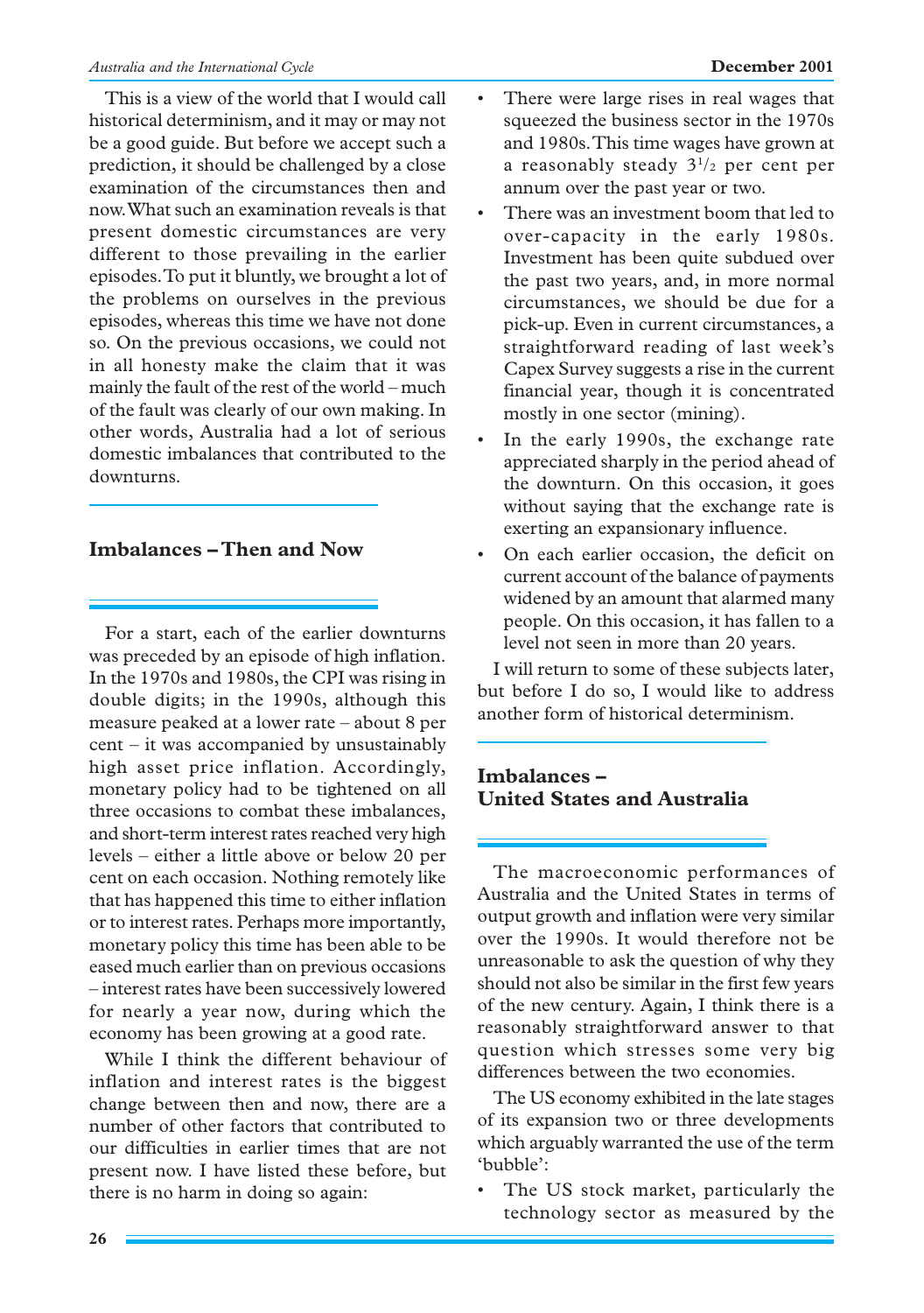This is a view of the world that I would call historical determinism, and it may or may not be a good guide. But before we accept such a prediction, it should be challenged by a close examination of the circumstances then and now. What such an examination reveals is that present domestic circumstances are very different to those prevailing in the earlier episodes. To put it bluntly, we brought a lot of the problems on ourselves in the previous episodes, whereas this time we have not done so. On the previous occasions, we could not in all honesty make the claim that it was mainly the fault of the rest of the world – much of the fault was clearly of our own making. In other words, Australia had a lot of serious domestic imbalances that contributed to the downturns.

## Imbalances – Then and Now

For a start, each of the earlier downturns was preceded by an episode of high inflation. In the 1970s and 1980s, the CPI was rising in double digits; in the 1990s, although this measure peaked at a lower rate – about 8 per cent – it was accompanied by unsustainably high asset price inflation. Accordingly, monetary policy had to be tightened on all three occasions to combat these imbalances, and short-term interest rates reached very high levels – either a little above or below 20 per cent on each occasion. Nothing remotely like that has happened this time to either inflation or to interest rates. Perhaps more importantly, monetary policy this time has been able to be eased much earlier than on previous occasions – interest rates have been successively lowered for nearly a year now, during which the economy has been growing at a good rate.

While I think the different behaviour of inflation and interest rates is the biggest change between then and now, there are a number of other factors that contributed to our difficulties in earlier times that are not present now. I have listed these before, but there is no harm in doing so again:

- There were large rises in real wages that squeezed the business sector in the 1970s and 1980s. This time wages have grown at a reasonably steady $3^1/_2$ per cent per annum over the past year or two.
- There was an investment boom that led to over-capacity in the early 1980s. Investment has been quite subdued over the past two years, and, in more normal circumstances, we should be due for a pick-up. Even in current circumstances, a straightforward reading of last week's Capex Survey suggests a rise in the current financial year, though it is concentrated mostly in one sector (mining).
- In the early 1990s, the exchange rate appreciated sharply in the period ahead of the downturn. On this occasion, it goes without saying that the exchange rate is exerting an expansionary influence.
- On each earlier occasion, the deficit on current account of the balance of payments widened by an amount that alarmed many people. On this occasion, it has fallen to a level not seen in more than 20 years.

I will return to some of these subjects later, but before I do so, I would like to address another form of historical determinism.

## Imbalances – United States and Australia

The macroeconomic performances of Australia and the United States in terms of output growth and inflation were very similar over the 1990s. It would therefore not be unreasonable to ask the question of why they should not also be similar in the first few years of the new century. Again, I think there is a reasonably straightforward answer to that question which stresses some very big differences between the two economies.

The US economy exhibited in the late stages of its expansion two or three developments which arguably warranted the use of the term 'bubble':

- The US stock market, particularly the technology sector as measured by the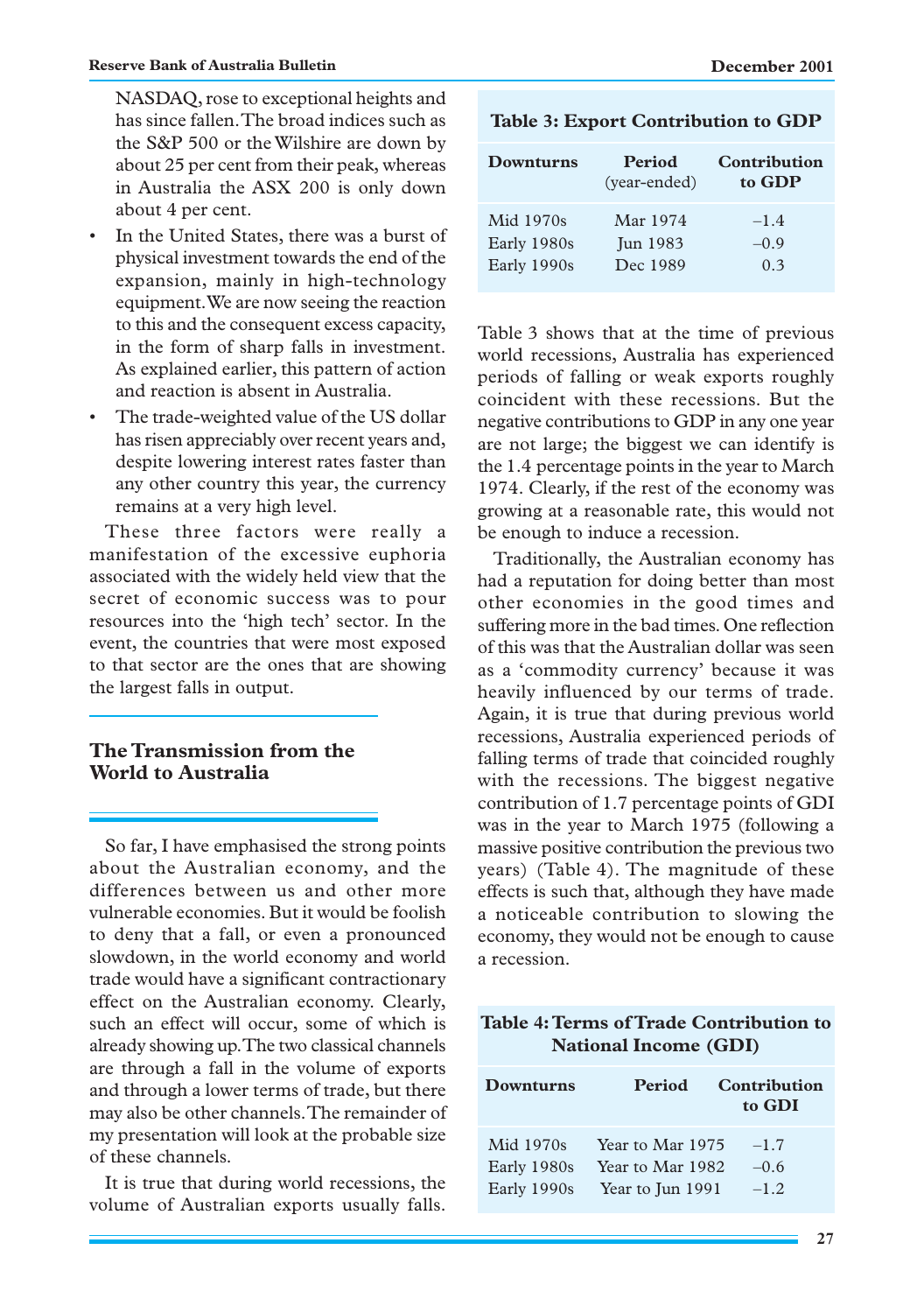NASDAQ, rose to exceptional heights and has since fallen. The broad indices such as the S&P 500 or the Wilshire are down by about 25 per cent from their peak, whereas in Australia the ASX 200 is only down about 4 per cent.

- In the United States, there was a burst of physical investment towards the end of the expansion, mainly in high-technology equipment. We are now seeing the reaction to this and the consequent excess capacity, in the form of sharp falls in investment. As explained earlier, this pattern of action and reaction is absent in Australia.
- The trade-weighted value of the US dollar has risen appreciably over recent years and, despite lowering interest rates faster than any other country this year, the currency remains at a very high level.

These three factors were really a manifestation of the excessive euphoria associated with the widely held view that the secret of economic success was to pour resources into the 'high tech' sector. In the event, the countries that were most exposed to that sector are the ones that are showing the largest falls in output.

## The Transmission from the World to Australia

So far, I have emphasised the strong points about the Australian economy, and the differences between us and other more vulnerable economies. But it would be foolish to deny that a fall, or even a pronounced slowdown, in the world economy and world trade would have a significant contractionary effect on the Australian economy. Clearly, such an effect will occur, some of which is already showing up. The two classical channels are through a fall in the volume of exports and through a lower terms of trade, but there may also be other channels. The remainder of my presentation will look at the probable size of these channels.

It is true that during world recessions, the volume of Australian exports usually falls.

**Table 3: Export Contribution to GDP**

| Downturns | Period (year-ended) | Contribution to GDP |
|---|---|---|
| Mid 1970s | Mar 1974 | –1.4 |
| Early 1980s | Jun 1983 | –0.9 |
| Early 1990s | Dec 1989 | 0.3 |

Table 3 shows that at the time of previous world recessions, Australia has experienced periods of falling or weak exports roughly coincident with these recessions. But the negative contributions to GDP in any one year are not large; the biggest we can identify is the 1.4 percentage points in the year to March 1974. Clearly, if the rest of the economy was growing at a reasonable rate, this would not be enough to induce a recession.

Traditionally, the Australian economy has had a reputation for doing better than most other economies in the good times and suffering more in the bad times. One reflection of this was that the Australian dollar was seen as a 'commodity currency' because it was heavily influenced by our terms of trade. Again, it is true that during previous world recessions, Australia experienced periods of falling terms of trade that coincided roughly with the recessions. The biggest negative contribution of 1.7 percentage points of GDI was in the year to March 1975 (following a massive positive contribution the previous two years) (Table 4). The magnitude of these effects is such that, although they have made a noticeable contribution to slowing the economy, they would not be enough to cause a recession.

**Table 4: Terms of Trade Contribution to National Income (GDI)**

| Downturns | Period | Contribution to GDI |
|---|---|---|
| Mid 1970s | Year to Mar 1975 | –1.7 |
| Early 1980s | Year to Mar 1982 | –0.6 |
| Early 1990s | Year to Jun 1991 | –1.2 |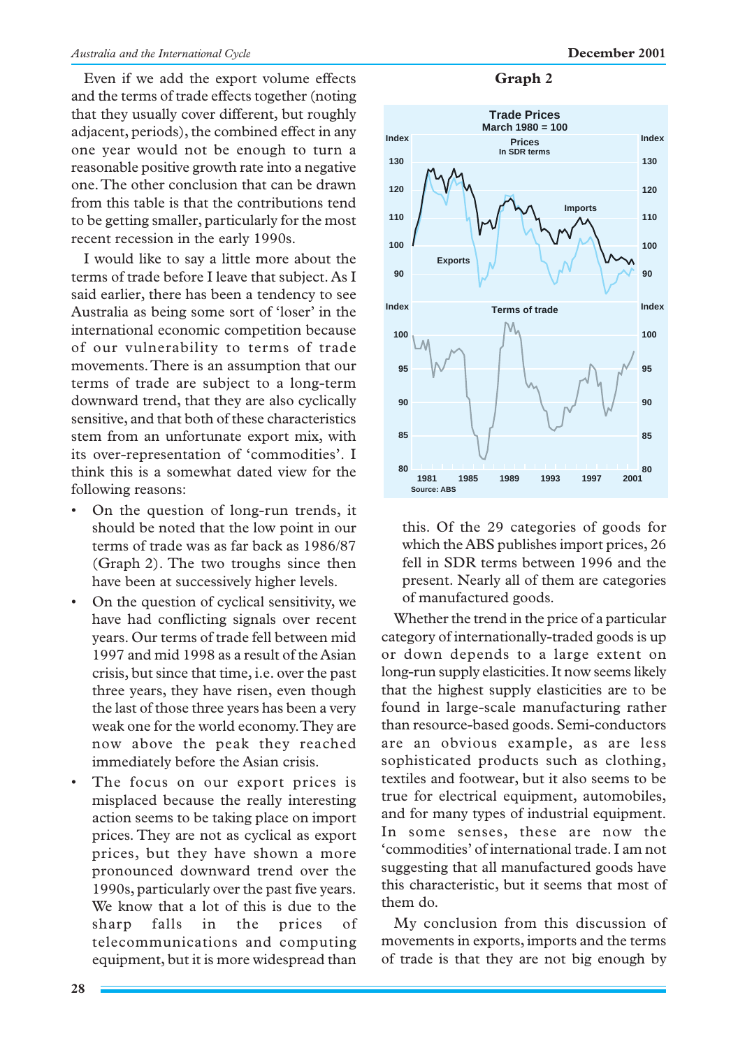Even if we add the export volume effects and the terms of trade effects together (noting that they usually cover different, but roughly adjacent, periods), the combined effect in any one year would not be enough to turn a reasonable positive growth rate into a negative one. The other conclusion that can be drawn from this table is that the contributions tend to be getting smaller, particularly for the most recent recession in the early 1990s.

I would like to say a little more about the terms of trade before I leave that subject. As I said earlier, there has been a tendency to see Australia as being some sort of 'loser' in the international economic competition because of our vulnerability to terms of trade movements. There is an assumption that our terms of trade are subject to a long-term downward trend, that they are also cyclically sensitive, and that both of these characteristics stem from an unfortunate export mix, with its over-representation of 'commodities'. I think this is a somewhat dated view for the following reasons:

- On the question of long-run trends, it should be noted that the low point in our terms of trade was as far back as 1986/87 (Graph 2). The two troughs since then have been at successively higher levels.
- On the question of cyclical sensitivity, we have had conflicting signals over recent years. Our terms of trade fell between mid 1997 and mid 1998 as a result of the Asian crisis, but since that time, i.e. over the past three years, they have risen, even though the last of those three years has been a very weak one for the world economy. They are now above the peak they reached immediately before the Asian crisis.
- The focus on our export prices is misplaced because the really interesting action seems to be taking place on import prices. They are not as cyclical as export prices, but they have shown a more pronounced downward trend over the 1990s, particularly over the past five years. We know that a lot of this is due to the sharp falls in the prices of telecommunications and computing equipment, but it is more widespread than this. Of the 29 categories of goods for which the ABS publishes import prices, 26 fell in SDR terms between 1996 and the present. Nearly all of them are categories of manufactured goods.

**Graph 2**

Trade Prices
March 1980 = 100

Source: ABS

Whether the trend in the price of a particular category of internationally-traded goods is up or down depends to a large extent on long-run supply elasticities. It now seems likely that the highest supply elasticities are to be found in large-scale manufacturing rather than resource-based goods. Semi-conductors are an obvious example, as are less sophisticated products such as clothing, textiles and footwear, but it also seems to be true for electrical equipment, automobiles, and for many types of industrial equipment. In some senses, these are now the 'commodities' of international trade. I am not suggesting that all manufactured goods have this characteristic, but it seems that most of them do.

My conclusion from this discussion of movements in exports, imports and the terms of trade is that they are not big enough by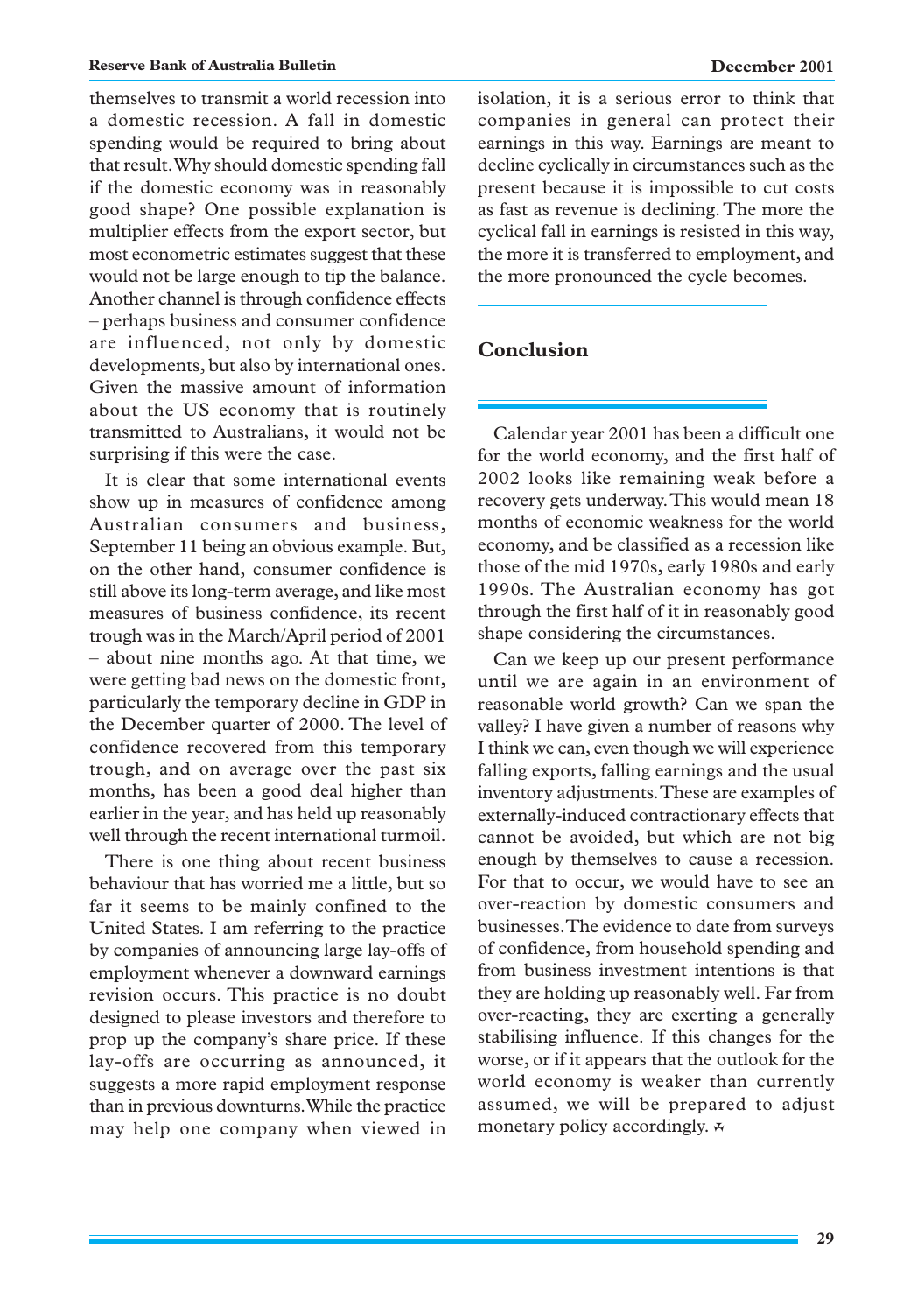themselves to transmit a world recession into a domestic recession. A fall in domestic spending would be required to bring about that result. Why should domestic spending fall if the domestic economy was in reasonably good shape? One possible explanation is multiplier effects from the export sector, but most econometric estimates suggest that these would not be large enough to tip the balance. Another channel is through confidence effects – perhaps business and consumer confidence are influenced, not only by domestic developments, but also by international ones. Given the massive amount of information about the US economy that is routinely transmitted to Australians, it would not be surprising if this were the case.

It is clear that some international events show up in measures of confidence among Australian consumers and business, September 11 being an obvious example. But, on the other hand, consumer confidence is still above its long-term average, and like most measures of business confidence, its recent trough was in the March/April period of 2001 – about nine months ago. At that time, we were getting bad news on the domestic front, particularly the temporary decline in GDP in the December quarter of 2000. The level of confidence recovered from this temporary trough, and on average over the past six months, has been a good deal higher than earlier in the year, and has held up reasonably well through the recent international turmoil.

There is one thing about recent business behaviour that has worried me a little, but so far it seems to be mainly confined to the United States. I am referring to the practice by companies of announcing large lay-offs of employment whenever a downward earnings revision occurs. This practice is no doubt designed to please investors and therefore to prop up the company's share price. If these lay-offs are occurring as announced, it suggests a more rapid employment response than in previous downturns. While the practice may help one company when viewed in isolation, it is a serious error to think that companies in general can protect their earnings in this way. Earnings are meant to decline cyclically in circumstances such as the present because it is impossible to cut costs as fast as revenue is declining. The more the cyclical fall in earnings is resisted in this way, the more it is transferred to employment, and the more pronounced the cycle becomes.

## Conclusion

Calendar year 2001 has been a difficult one for the world economy, and the first half of 2002 looks like remaining weak before a recovery gets underway. This would mean 18 months of economic weakness for the world economy, and be classified as a recession like those of the mid 1970s, early 1980s and early 1990s. The Australian economy has got through the first half of it in reasonably good shape considering the circumstances.

Can we keep up our present performance until we are again in an environment of reasonable world growth? Can we span the valley? I have given a number of reasons why I think we can, even though we will experience falling exports, falling earnings and the usual inventory adjustments. These are examples of externally-induced contractionary effects that cannot be avoided, but which are not big enough by themselves to cause a recession. For that to occur, we would have to see an over-reaction by domestic consumers and businesses. The evidence to date from surveys of confidence, from household spending and from business investment intentions is that they are holding up reasonably well. Far from over-reacting, they are exerting a generally stabilising influence. If this changes for the worse, or if it appears that the outlook for the world economy is weaker than currently assumed, we will be prepared to adjust monetary policy accordingly.